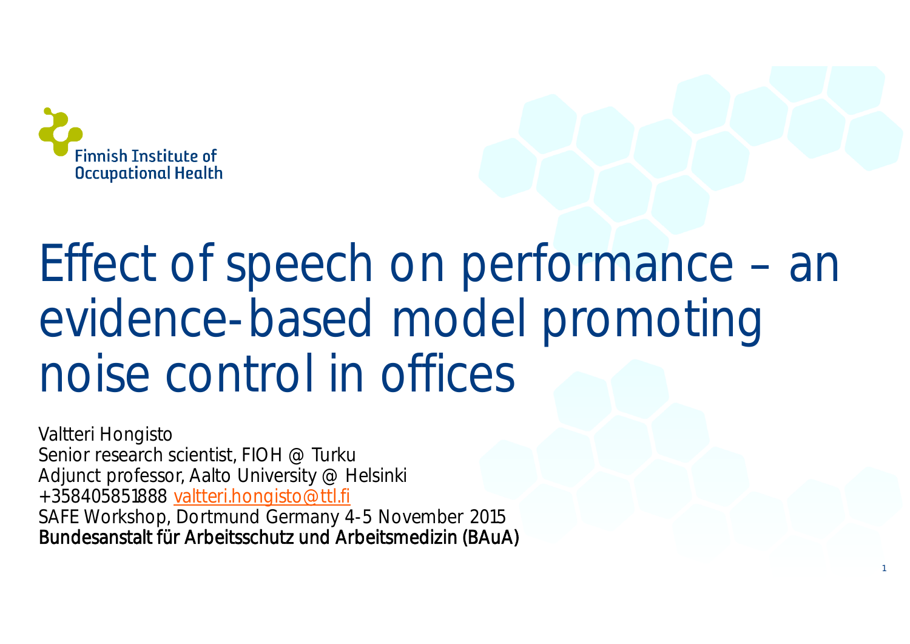Finnish Institute of Occupational Health

# Effect of speech on performance – an evidence-based model promoting noise control in offices

Valtteri Hongisto
Senior research scientist, FIOH @ Turku
Adjunct professor, Aalto University @ Helsinki
+358405851888 valtteri.hongisto@ttl.fi
SAFE Workshop, Dortmund Germany 4-5 November 2015
Bundesanstalt für Arbeitsschutz und Arbeitsmedizin (BAuA)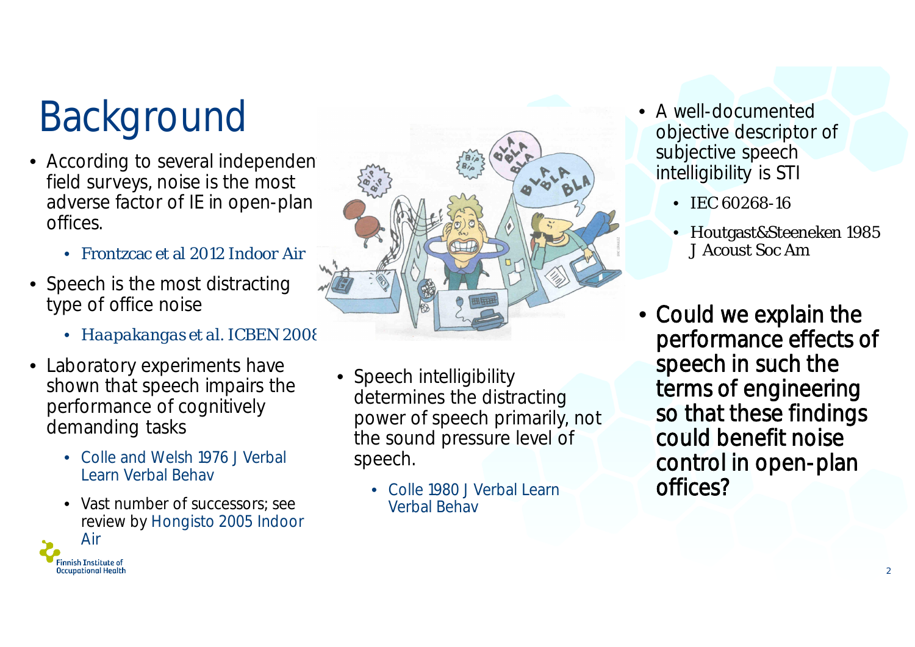# Background

- According to several independent field surveys, noise is the most adverse factor of IE in open-plan offices.
  - Frontzcac et al 2012 Indoor Air
- Speech is the most distracting type of office noise
  - Haapakangas et al. ICBEN 2008
- Laboratory experiments have shown that speech impairs the performance of cognitively demanding tasks
  - Colle and Welsh 1976 J Verbal Learn Verbal Behav
  - Vast number of successors; see review by Hongisto 2005 Indoor Air

- Speech intelligibility determines the distracting power of speech primarily, not the sound pressure level of speech.
  - Colle 1980 J Verbal Learn Verbal Behav

- A well-documented objective descriptor of subjective speech intelligibility is STI
  - IEC 60268-16
  - Houtgast&Steeneken 1985 J Acoust Soc Am

- Could we explain the performance effects of speech in such the terms of engineering so that these findings could benefit noise control in open-plan offices?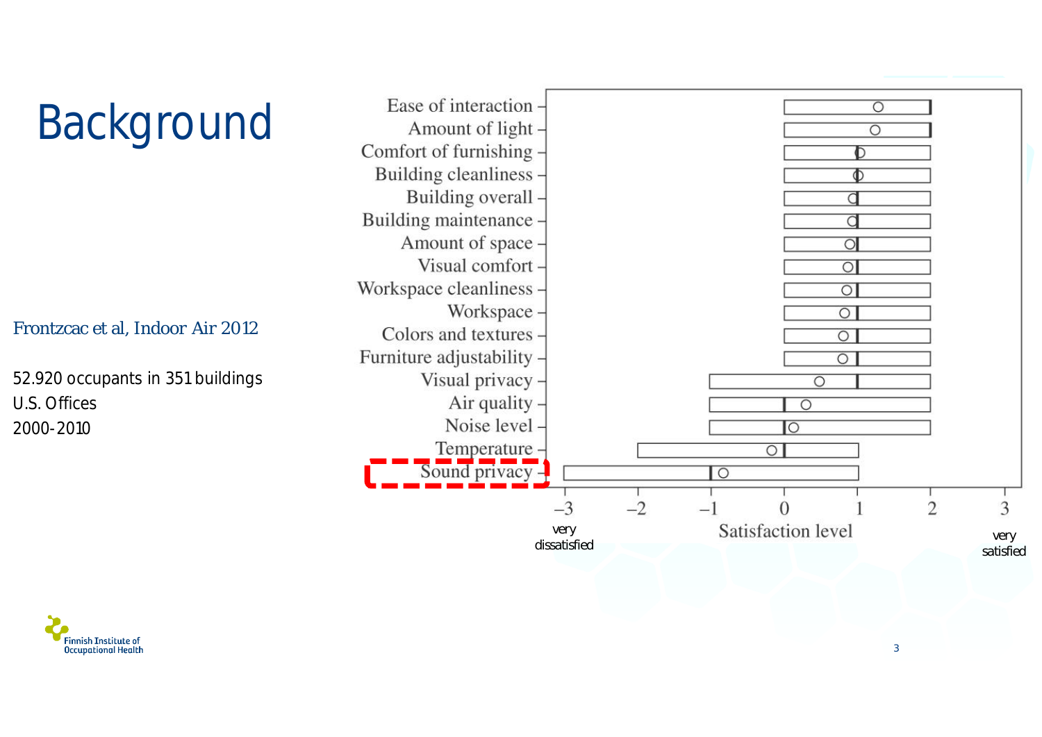# Background

Frontzcac et al, Indoor Air 2012

52.920 occupants in 351 buildings
U.S. Offices
2000-2010

Ease of interaction
Amount of light
Comfort of furnishing
Building cleanliness
Building overall
Building maintenance
Amount of space
Visual comfort
Workspace cleanliness
Workspace
Colors and textures
Furniture adjustability
Visual privacy
Air quality
Noise level
Temperature
Sound privacy

−3 −2 −1 0 1 2 3

very dissatisfied

Satisfaction level

very satisfied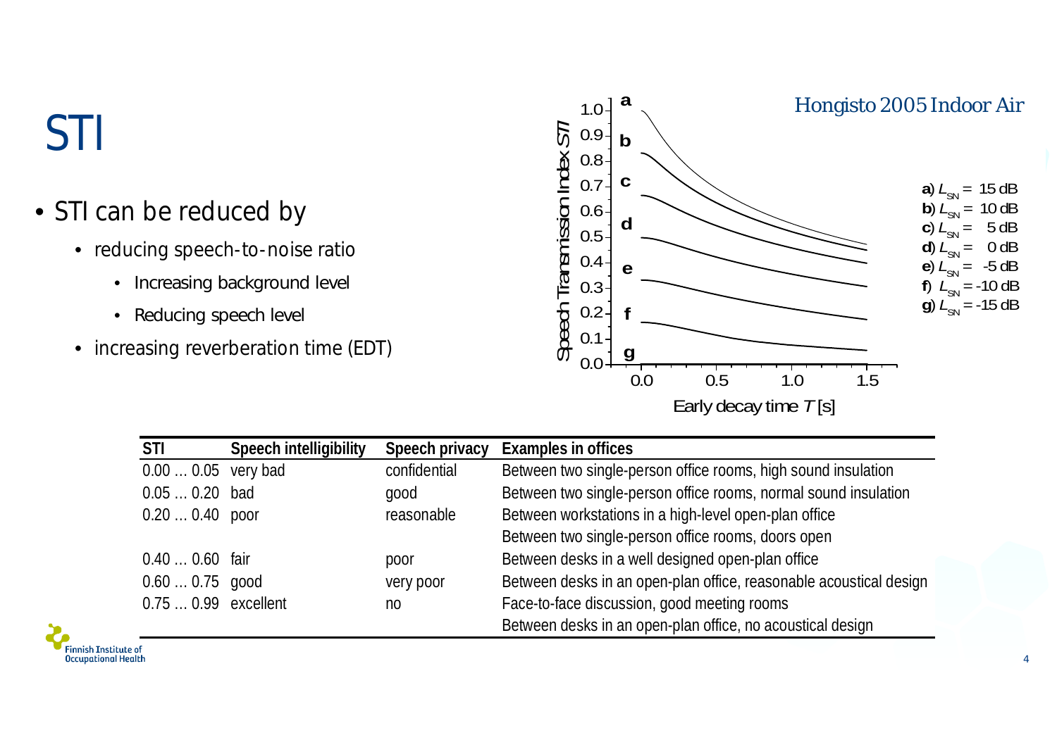# STI

- STI can be reduced by
  - reducing speech-to-noise ratio
    - Increasing background level
    - Reducing speech level
  - increasing reverberation time (EDT)

Hongisto 2005 Indoor Air

Speech Transmission Index *STI*

1.0
0.9
0.8
0.7
0.6
0.5
0.4
0.3
0.2
0.1
0.0

a
b
c
d
e
f
g

0.0
0.5
1.0
1.5

Early decay time *T* [s]

**a)** $L_{SN}$ = 15 dB
**b)** $L_{SN}$ = 10 dB
**c)** $L_{SN}$ = 5 dB
**d)** $L_{SN}$ = 0 dB
**e)** $L_{SN}$ = -5 dB
**f)** $L_{SN}$ = -10 dB
**g)** $L_{SN}$ = -15 dB

| STI | Speech intelligibility | Speech privacy | Examples in offices |
|---|---|---|---|
| 0.00 … 0.05 | very bad | confidential | Between two single-person office rooms, high sound insulation |
| 0.05 … 0.20 | bad | good | Between two single-person office rooms, normal sound insulation |
| 0.20 … 0.40 | poor | reasonable | Between workstations in a high-level open-plan office |
| | | | Between two single-person office rooms, doors open |
| 0.40 … 0.60 | fair | poor | Between desks in a well designed open-plan office |
| 0.60 … 0.75 | good | very poor | Between desks in an open-plan office, reasonable acoustical design |
| 0.75 … 0.99 | excellent | no | Face-to-face discussion, good meeting rooms |
| | | | Between desks in an open-plan office, no acoustical design |

Finnish Institute of Occupational Health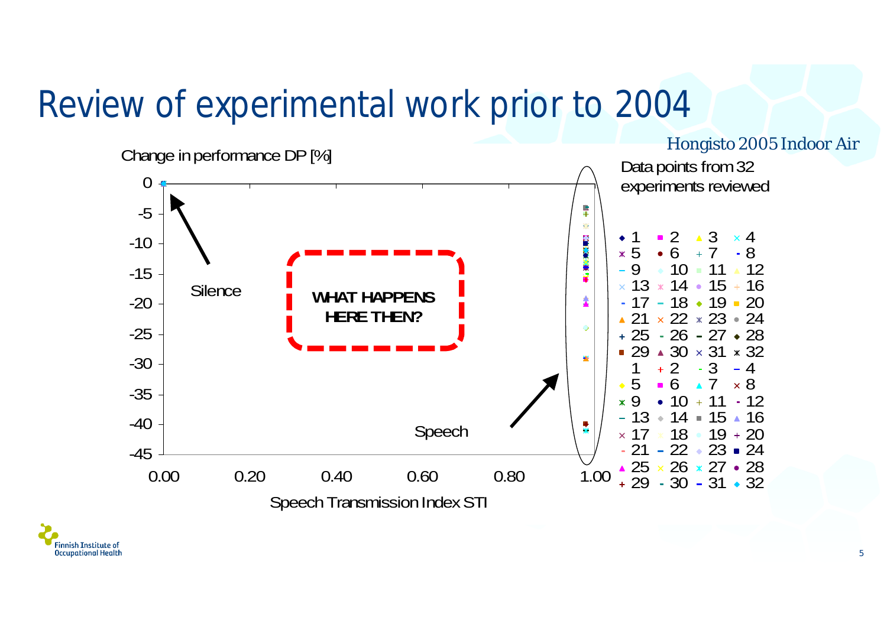# Review of experimental work prior to 2004

Hongisto 2005 Indoor Air

Change in performance DP [%]

0
-5
-10
-15
-20
-25
-30
-35
-40
-45

0.00 0.20 0.40 0.60 0.80 1.00

Speech Transmission Index STI

Silence

Speech

**WHAT HAPPENS HERE THEN?**

Data points from 32 experiments reviewed

1 2 3 4 5 6 7 8 9 10 11 12 13 14 15 16 17 18 19 20 21 22 23 24 25 26 27 28 29 30 31 32

1 2 3 4 5 6 7 8 9 10 11 12 13 14 15 16 17 18 19 20 21 22 23 24 25 26 27 28 29 30 31 32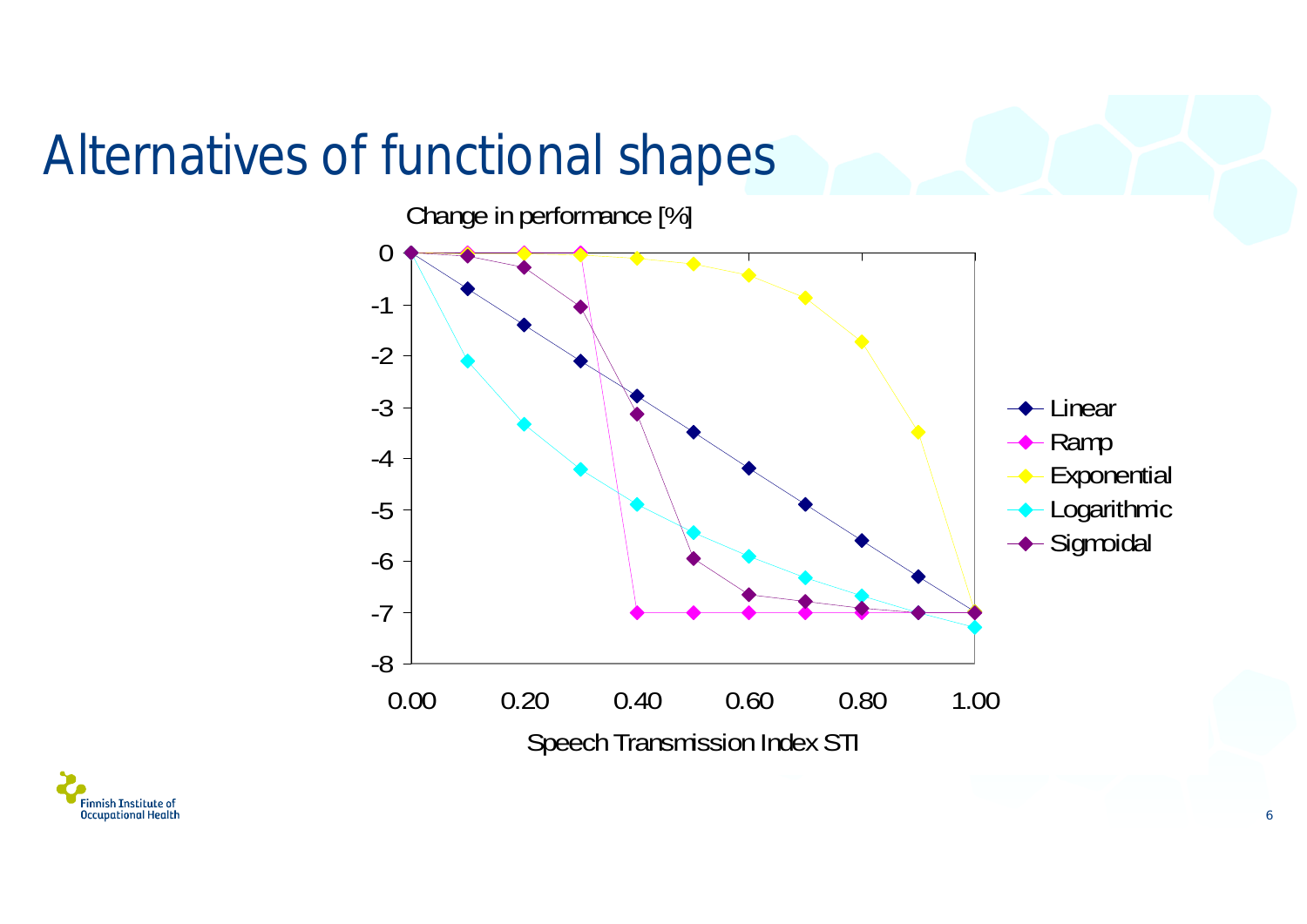# Alternatives of functional shapes

Change in performance [%]

| STI | Linear | Ramp | Exponential | Logarithmic | Sigmoidal |
|---|---|---|---|---|---|
| 0.00 | 0 | 0 | 0 | 0 | 0 |
| 0.10 | -0.7 | 0 | 0 | -2.1 | -0.05 |
| 0.20 | -1.4 | 0 | 0 | -3.3 | -0.3 |
| 0.30 | -2.1 | 0 | -0.05 | -4.2 | -1.05 |
| 0.40 | -2.8 | -7 | -0.1 | -4.9 | -3.15 |
| 0.50 | -3.5 | -7 | -0.2 | -5.45 | -5.95 |
| 0.60 | -4.2 | -7 | -0.45 | -5.9 | -6.65 |
| 0.70 | -4.9 | -7 | -0.85 | -6.3 | -6.8 |
| 0.80 | -5.6 | -7 | -1.75 | -6.7 | -6.9 |
| 0.90 | -6.3 | -7 | -3.5 | -7 | -7 |
| 1.00 | -7 | -7 | -7 | -7.3 | -7 |

Speech Transmission Index STI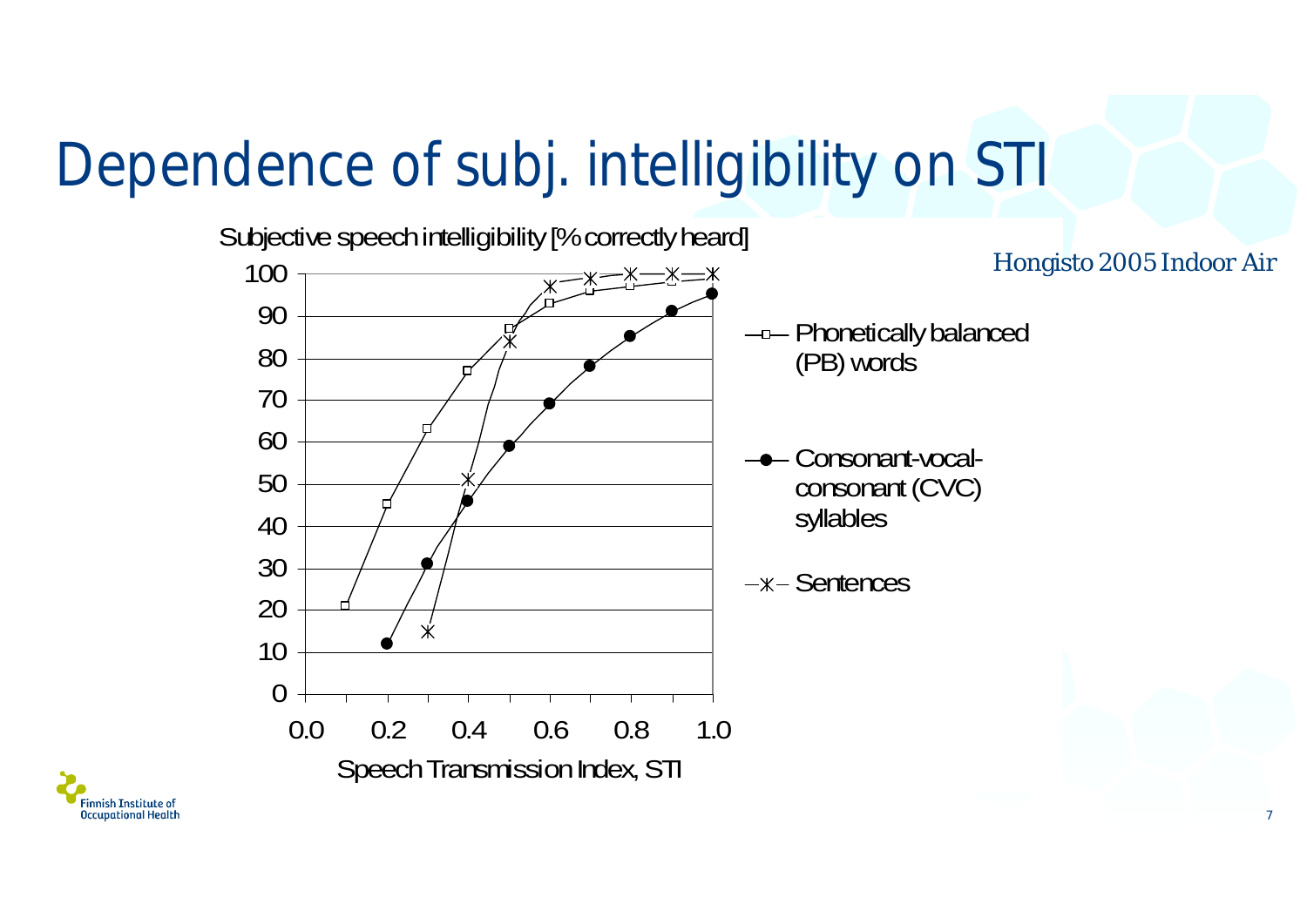# Dependence of subj. intelligibility on STI

*Hongisto 2005 Indoor Air*

Subjective speech intelligibility [% correctly heard]

| STI | Phonetically balanced (PB) words | Consonant-vocal-consonant (CVC) syllables | Sentences |
|---|---|---|---|
| 0.1 | 21 | | |
| 0.2 | 45 | 12 | |
| 0.3 | 63 | 31 | 15 |
| 0.4 | 77 | 46 | 51 |
| 0.5 | 87 | 59 | 84 |
| 0.6 | 93 | 69 | 97 |
| 0.7 | 96 | 78 | 99 |
| 0.8 | 97 | 85 | 100 |
| 0.9 | 98 | 91 | 100 |
| 1.0 | 95 | 95 | 100 |

Speech Transmission Index, STI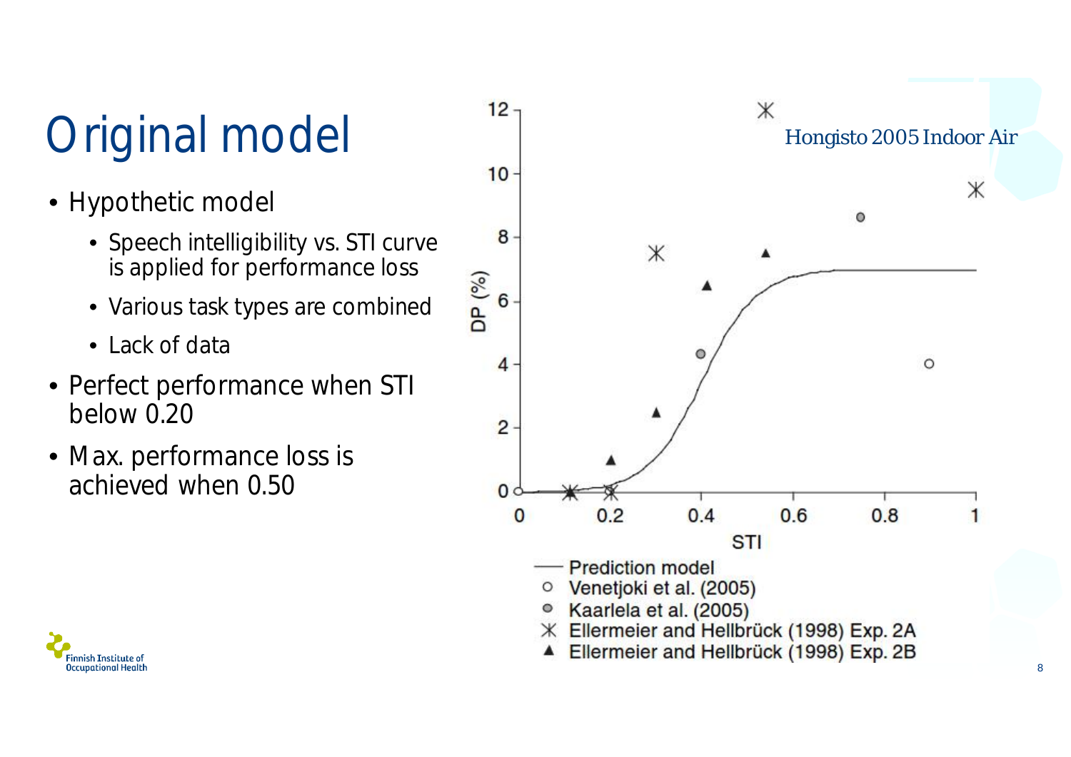# Original model

- Hypothetic model
  - Speech intelligibility vs. STI curve is applied for performance loss
  - Various task types are combined
  - Lack of data
- Perfect performance when STI below 0.20
- Max. performance loss is achieved when 0.50

Hongisto 2005 Indoor Air

DP (%)

12
10
8
6
4
2
0

0
0.2
0.4
0.6
0.8
1

STI

Prediction model
Venetjoki et al. (2005)
Kaarlela et al. (2005)
Ellermeier and Hellbrück (1998) Exp. 2A
Ellermeier and Hellbrück (1998) Exp. 2B

Finnish Institute of Occupational Health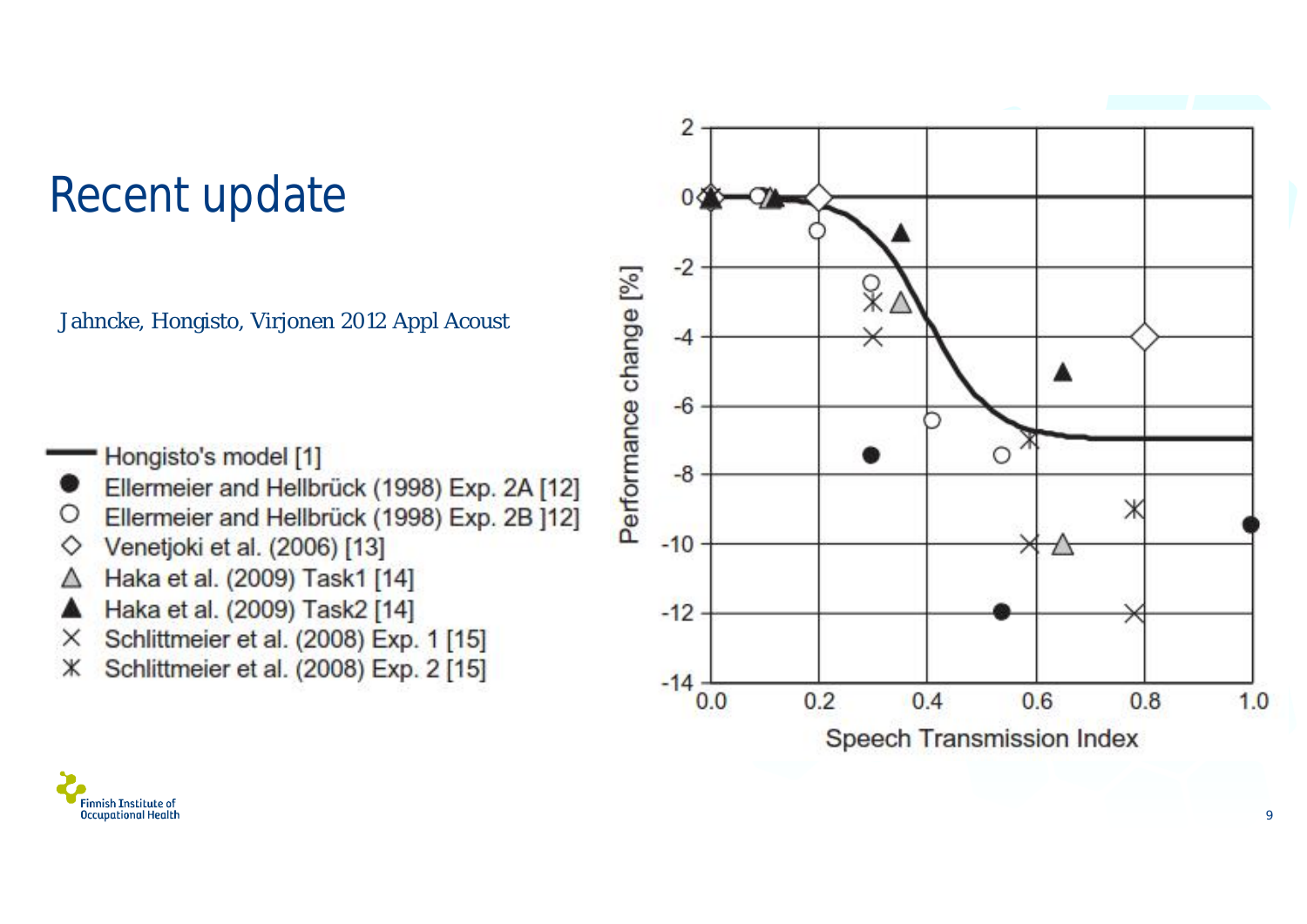# Recent update

Jahncke, Hongisto, Virjonen 2012 Appl Acoust

Hongisto's model [1]

Ellermeier and Hellbrück (1998) Exp. 2A [12]

Ellermeier and Hellbrück (1998) Exp. 2B ]12]

Venetjoki et al. (2006) [13]

Haka et al. (2009) Task1 [14]

Haka et al. (2009) Task2 [14]

Schlittmeier et al. (2008) Exp. 1 [15]

Schlittmeier et al. (2008) Exp. 2 [15]

Performance change [%]

2
0
-2
-4
-6
-8
-10
-12
-14

0.0 0.2 0.4 0.6 0.8 1.0

Speech Transmission Index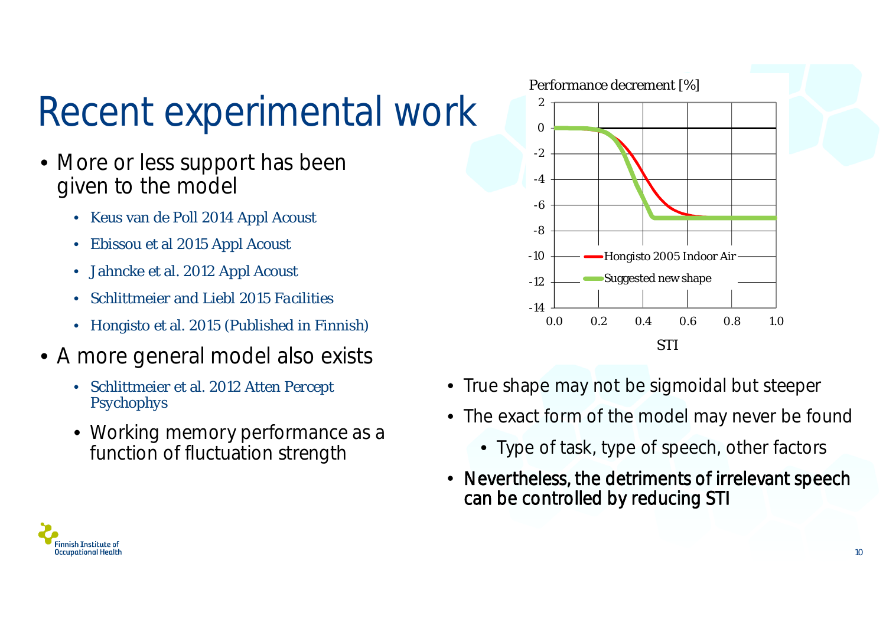# Recent experimental work

- More or less support has been given to the model
  - Keus van de Poll 2014 Appl Acoust
  - Ebissou et al 2015 Appl Acoust
  - Jahncke et al. 2012 Appl Acoust
  - Schlittmeier and Liebl 2015 Facilities
  - Hongisto et al. 2015 (Published in Finnish)
- A more general model also exists
  - Schlittmeier et al. 2012 Atten Percept Psychophys
  - Working memory performance as a function of fluctuation strength

Performance decrement [%]

2
0
-2
-4
-6
-8
-10
-12
-14

0.0 0.2 0.4 0.6 0.8 1.0

STI

Hongisto 2005 Indoor Air

Suggested new shape

- True shape may not be sigmoidal but steeper
- The exact form of the model may never be found
  - Type of task, type of speech, other factors
- Nevertheless, the detriments of irrelevant speech can be controlled by reducing STI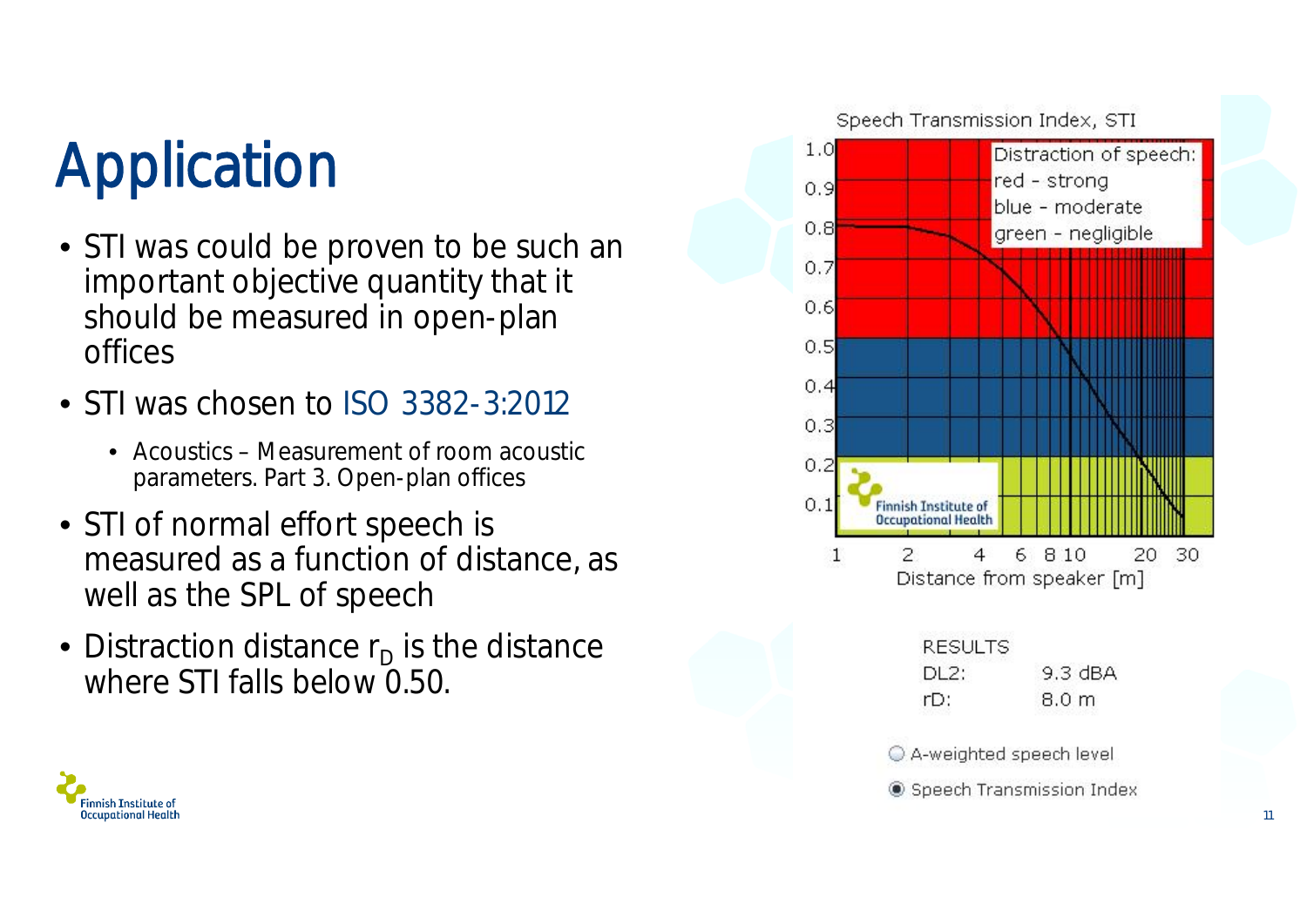# Application

- STI was could be proven to be such an important objective quantity that it should be measured in open-plan offices
- STI was chosen to ISO 3382-3:2012
  - Acoustics – Measurement of room acoustic parameters. Part 3. Open-plan offices
- STI of normal effort speech is measured as a function of distance, as well as the SPL of speech
- Distraction distance $r_D$ is the distance where STI falls below 0.50.

Speech Transmission Index, STI

1.0
0.9
0.8
0.7
0.6
0.5
0.4
0.3
0.2
0.1

Distraction of speech:
red - strong
blue - moderate
green - negligible

Finnish Institute of Occupational Health

1 2 4 6 8 10 20 30

Distance from speaker [m]

RESULTS
DL2: 9.3 dBA
rD: 8.0 m

A-weighted speech level

Speech Transmission Index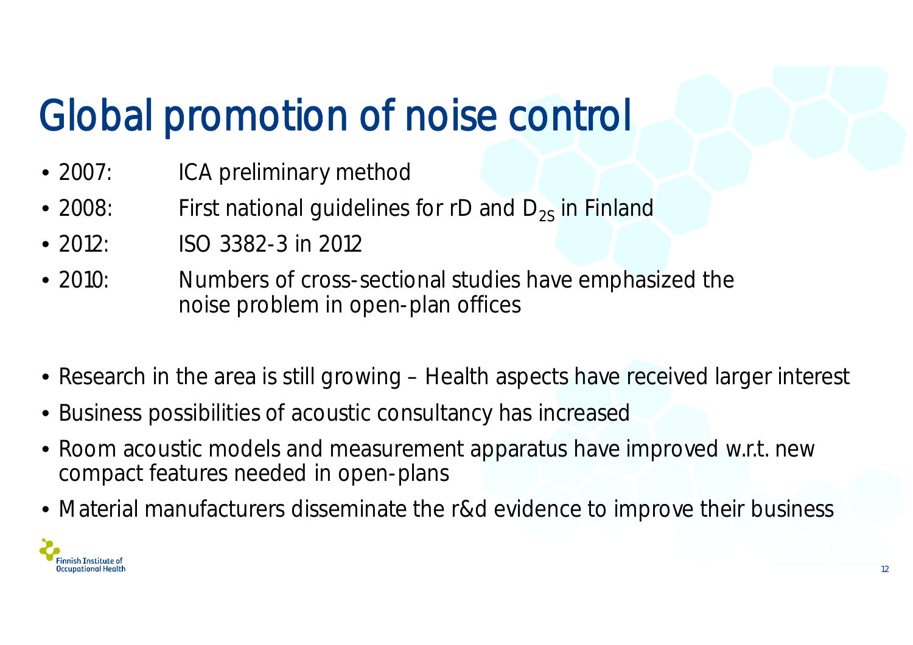# Global promotion of noise control

- 2007: ICA preliminary method
- 2008: First national guidelines for rD and $D_{2S}$ in Finland
- 2012: ISO 3382-3 in 2012
- 2010: Numbers of cross-sectional studies have emphasized the noise problem in open-plan offices

- Research in the area is still growing – Health aspects have received larger interest
- Business possibilities of acoustic consultancy has increased
- Room acoustic models and measurement apparatus have improved w.r.t. new compact features needed in open-plans
- Material manufacturers disseminate the r&d evidence to improve their business

Finnish Institute of Occupational Health